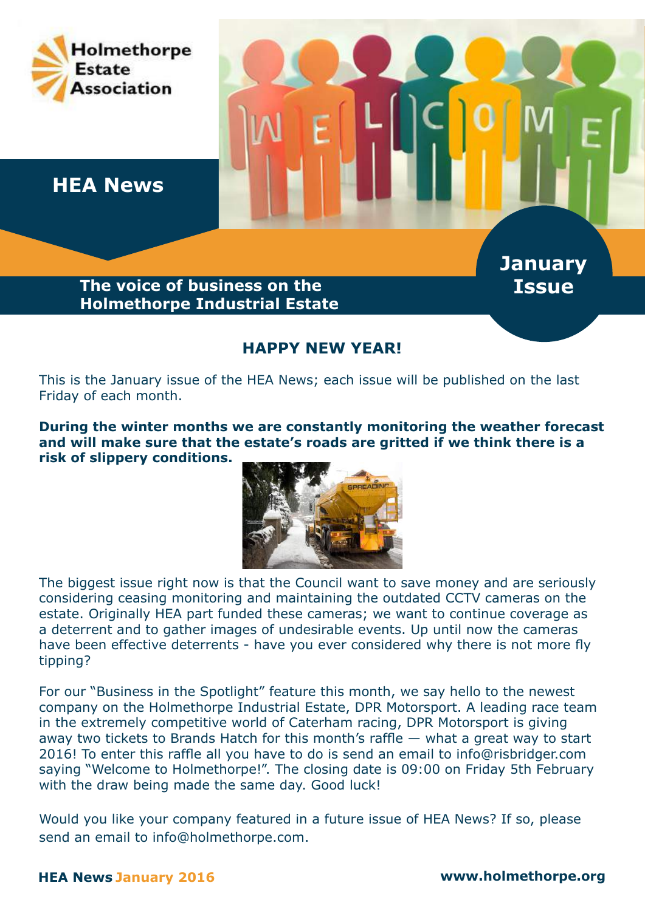Holmethorpe Estate Association

# HEA News

**The voice of business on the Holmethorpe Industrial Estate**

**January Issue**

## HAPPY NEW YEAR!

This is the January issue of the HEA News; each issue will be published on the last Friday of each month.

**During the winter months we are constantly monitoring the weather forecast and will make sure that the estate's roads are gritted if we think there is a risk of slippery conditions.**

The biggest issue right now is that the Council want to save money and are seriously considering ceasing monitoring and maintaining the outdated CCTV cameras on the estate. Originally HEA part funded these cameras; we want to continue coverage as a deterrent and to gather images of undesirable events. Up until now the cameras have been effective deterrents - have you ever considered why there is not more fly tipping?

For our "Business in the Spotlight" feature this month, we say hello to the newest company on the Holmethorpe Industrial Estate, DPR Motorsport. A leading race team in the extremely competitive world of Caterham racing, DPR Motorsport is giving away two tickets to Brands Hatch for this month's raffle — what a great way to start 2016! To enter this raffle all you have to do is send an email to info@risbridger.com saying "Welcome to Holmethorpe!". The closing date is 09:00 on Friday 5th February with the draw being made the same day. Good luck!

Would you like your company featured in a future issue of HEA News? If so, please send an email to info@holmethorpe.com.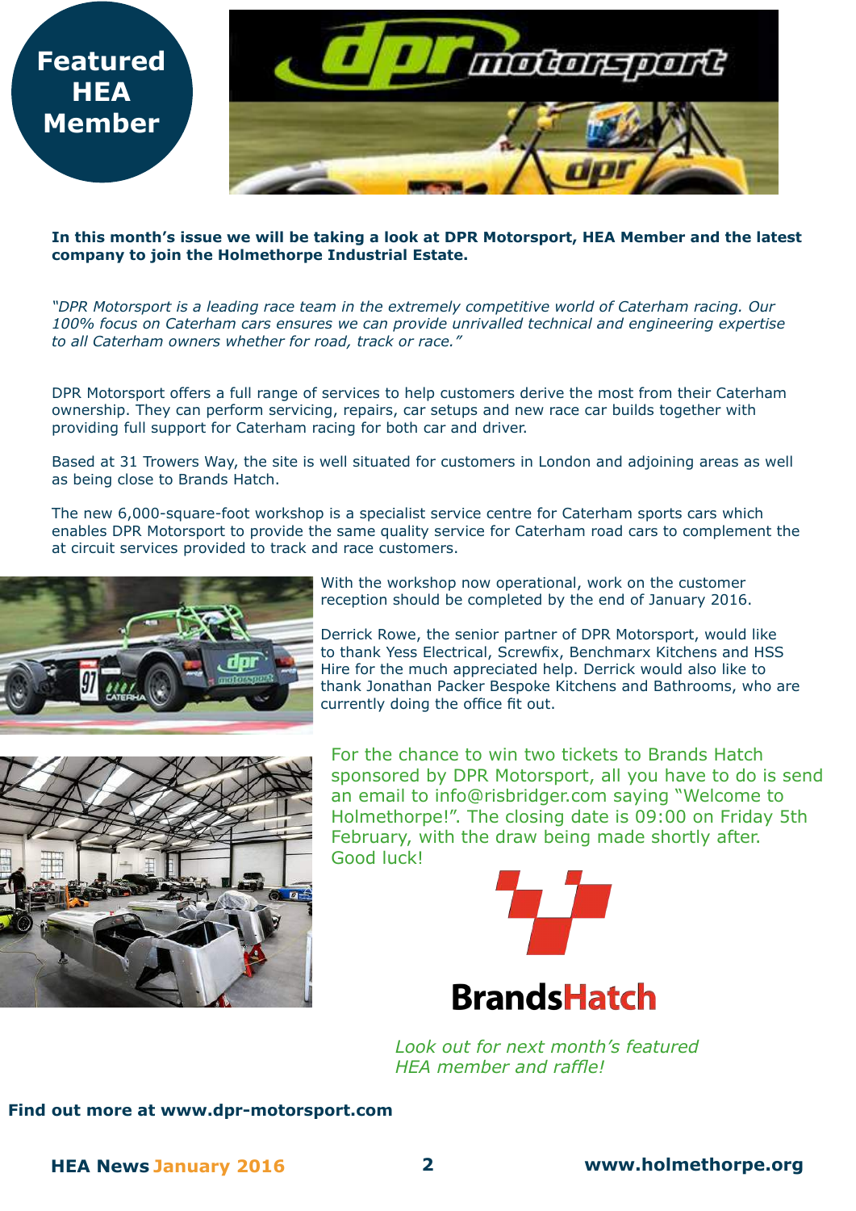# Featured HEA Member

**In this month's issue we will be taking a look at DPR Motorsport, HEA Member and the latest company to join the Holmethorpe Industrial Estate.**

*"DPR Motorsport is a leading race team in the extremely competitive world of Caterham racing. Our 100% focus on Caterham cars ensures we can provide unrivalled technical and engineering expertise to all Caterham owners whether for road, track or race."*

DPR Motorsport offers a full range of services to help customers derive the most from their Caterham ownership. They can perform servicing, repairs, car setups and new race car builds together with providing full support for Caterham racing for both car and driver.

Based at 31 Trowers Way, the site is well situated for customers in London and adjoining areas as well as being close to Brands Hatch.

The new 6,000-square-foot workshop is a specialist service centre for Caterham sports cars which enables DPR Motorsport to provide the same quality service for Caterham road cars to complement the at circuit services provided to track and race customers.

With the workshop now operational, work on the customer reception should be completed by the end of January 2016.

Derrick Rowe, the senior partner of DPR Motorsport, would like to thank Yess Electrical, Screwfix, Benchmarx Kitchens and HSS Hire for the much appreciated help. Derrick would also like to thank Jonathan Packer Bespoke Kitchens and Bathrooms, who are currently doing the office fit out.

For the chance to win two tickets to Brands Hatch sponsored by DPR Motorsport, all you have to do is send an email to info@risbridger.com saying "Welcome to Holmethorpe!". The closing date is 09:00 on Friday 5th February, with the draw being made shortly after. Good luck!

BrandsHatch

*Look out for next month's featured HEA member and raffle!*

**Find out more at www.dpr-motorsport.com**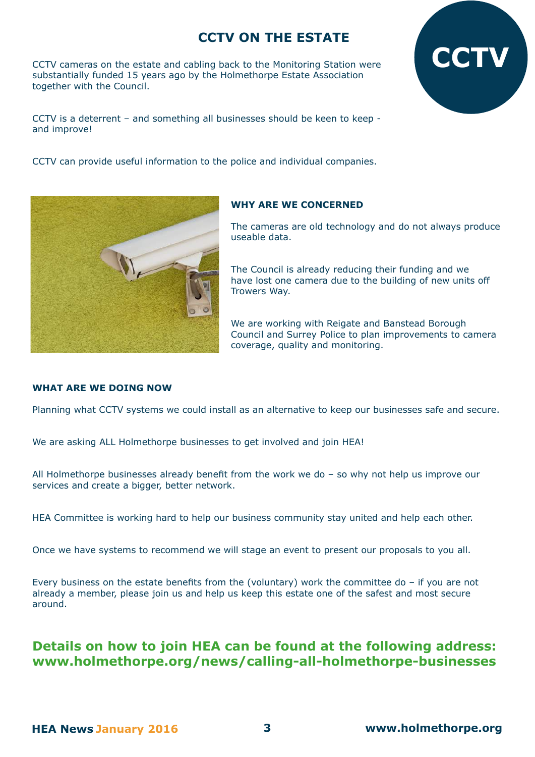# CCTV ON THE ESTATE

CCTV

CCTV cameras on the estate and cabling back to the Monitoring Station were substantially funded 15 years ago by the Holmethorpe Estate Association together with the Council.

CCTV is a deterrent – and something all businesses should be keen to keep - and improve!

CCTV can provide useful information to the police and individual companies.

### WHY ARE WE CONCERNED

The cameras are old technology and do not always produce useable data.

The Council is already reducing their funding and we have lost one camera due to the building of new units off Trowers Way.

We are working with Reigate and Banstead Borough Council and Surrey Police to plan improvements to camera coverage, quality and monitoring.

### WHAT ARE WE DOING NOW

Planning what CCTV systems we could install as an alternative to keep our businesses safe and secure.

We are asking ALL Holmethorpe businesses to get involved and join HEA!

All Holmethorpe businesses already benefit from the work we do – so why not help us improve our services and create a bigger, better network.

HEA Committee is working hard to help our business community stay united and help each other.

Once we have systems to recommend we will stage an event to present our proposals to you all.

Every business on the estate benefits from the (voluntary) work the committee do – if you are not already a member, please join us and help us keep this estate one of the safest and most secure around.

**Details on how to join HEA can be found at the following address: www.holmethorpe.org/news/calling-all-holmethorpe-businesses**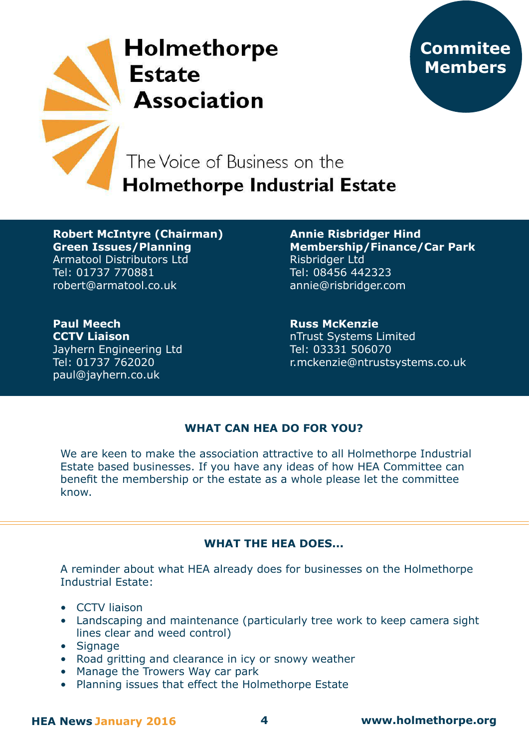# Holmethorpe Estate Association

The Voice of Business on the
**Holmethorpe Industrial Estate**

## Commitee Members

**Robert McIntyre (Chairman)**
**Green Issues/Planning**
Armatool Distributors Ltd
Tel: 01737 770881
robert@armatool.co.uk

**Annie Risbridger Hind**
**Membership/Finance/Car Park**
Risbridger Ltd
Tel: 08456 442323
annie@risbridger.com

**Paul Meech**
**CCTV Liaison**
Jayhern Engineering Ltd
Tel: 01737 762020
paul@jayhern.co.uk

**Russ McKenzie**
nTrust Systems Limited
Tel: 03331 506070
r.mckenzie@ntrustsystems.co.uk

### WHAT CAN HEA DO FOR YOU?

We are keen to make the association attractive to all Holmethorpe Industrial Estate based businesses. If you have any ideas of how HEA Committee can benefit the membership or the estate as a whole please let the committee know.

### WHAT THE HEA DOES...

A reminder about what HEA already does for businesses on the Holmethorpe Industrial Estate:

- CCTV liaison
- Landscaping and maintenance (particularly tree work to keep camera sight lines clear and weed control)
- Signage
- Road gritting and clearance in icy or snowy weather
- Manage the Trowers Way car park
- Planning issues that effect the Holmethorpe Estate